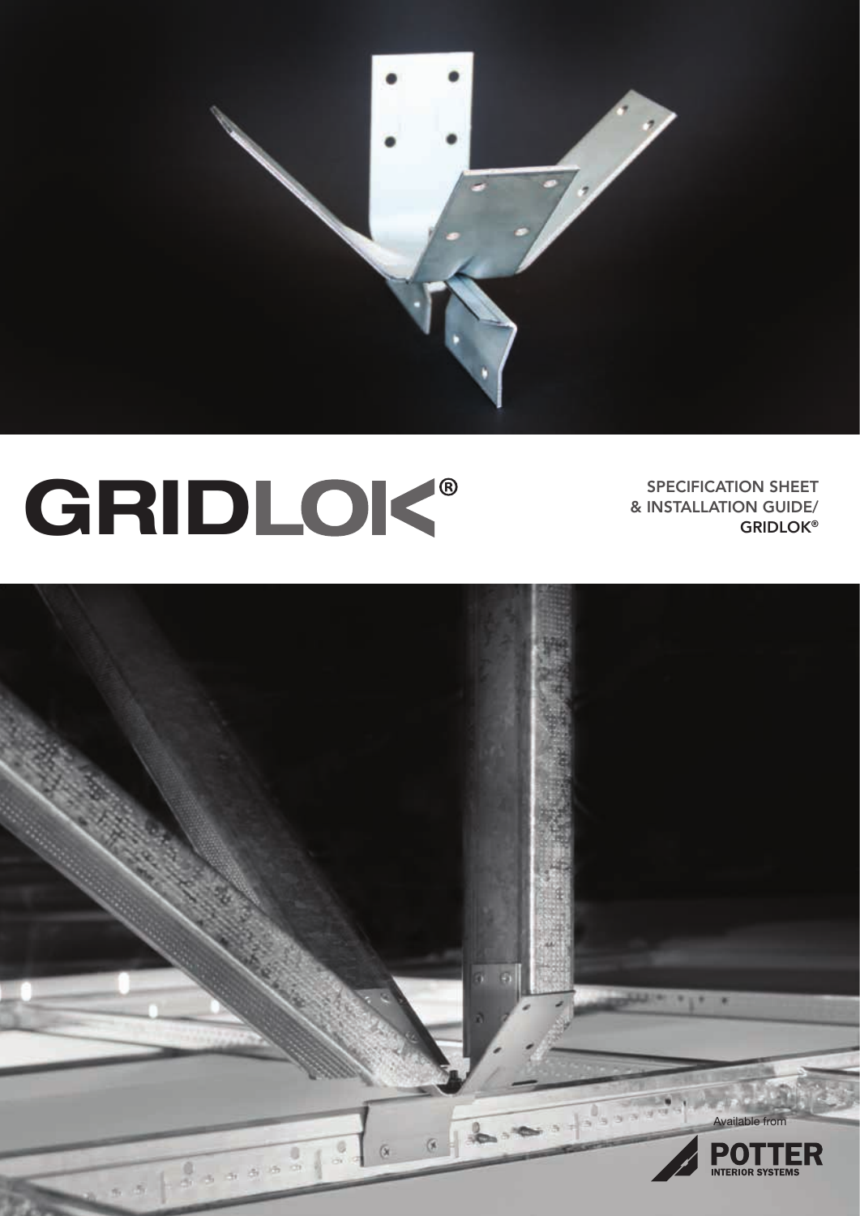# GRIDLOK®

SPECIFICATION SHEET
& INSTALLATION GUIDE/
GRIDLOK®

Available from

POTTER
INTERIOR SYSTEMS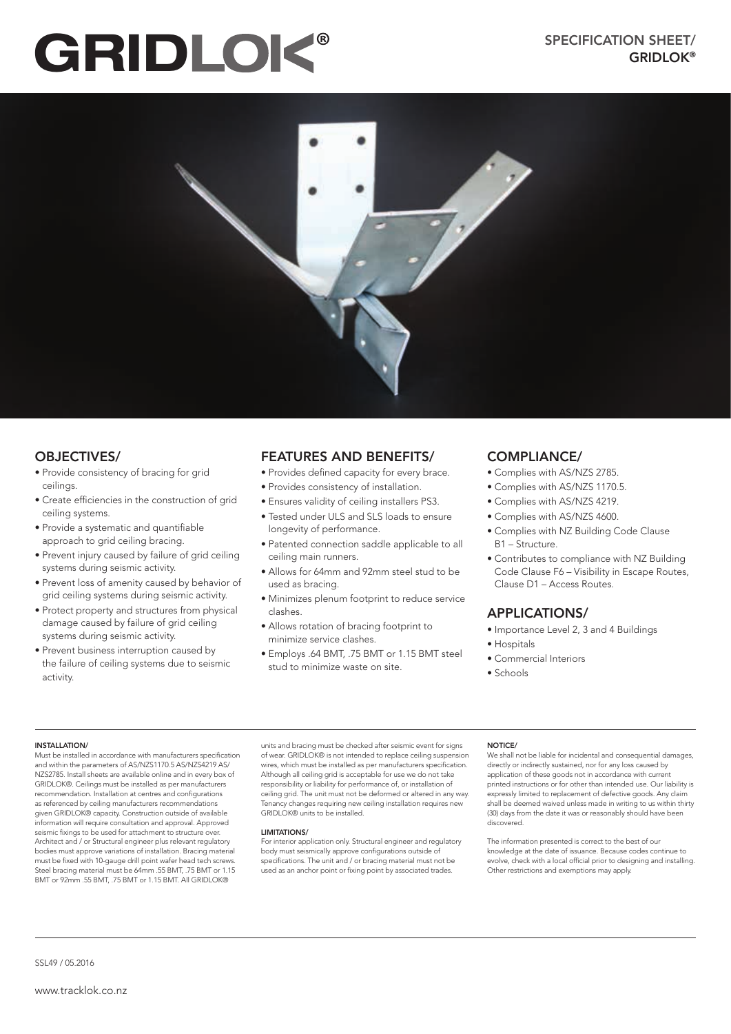# GRIDLOK®

SPECIFICATION SHEET/
GRIDLOK®

## OBJECTIVES/

- Provide consistency of bracing for grid ceilings.
- Create efficiencies in the construction of grid ceiling systems.
- Provide a systematic and quantifiable approach to grid ceiling bracing.
- Prevent injury caused by failure of grid ceiling systems during seismic activity.
- Prevent loss of amenity caused by behavior of grid ceiling systems during seismic activity.
- Protect property and structures from physical damage caused by failure of grid ceiling systems during seismic activity.
- Prevent business interruption caused by the failure of ceiling systems due to seismic activity.

## FEATURES AND BENEFITS/

- Provides defined capacity for every brace.
- Provides consistency of installation.
- Ensures validity of ceiling installers PS3.
- Tested under ULS and SLS loads to ensure longevity of performance.
- Patented connection saddle applicable to all ceiling main runners.
- Allows for 64mm and 92mm steel stud to be used as bracing.
- Minimizes plenum footprint to reduce service clashes.
- Allows rotation of bracing footprint to minimize service clashes.
- Employs .64 BMT, .75 BMT or 1.15 BMT steel stud to minimize waste on site.

## COMPLIANCE/

- Complies with AS/NZS 2785.
- Complies with AS/NZS 1170.5.
- Complies with AS/NZS 4219.
- Complies with AS/NZS 4600.
- Complies with NZ Building Code Clause B1 – Structure.
- Contributes to compliance with NZ Building Code Clause F6 – Visibility in Escape Routes, Clause D1 – Access Routes.

## APPLICATIONS/

- Importance Level 2, 3 and 4 Buildings
- Hospitals
- Commercial Interiors
- Schools

**INSTALLATION/**

Must be installed in accordance with manufacturers specification and within the parameters of AS/NZS1170.5 AS/NZS4219 AS/NZS2785. Install sheets are available online and in every box of GRIDLOK®. Ceilings must be installed as per manufacturers recommendation. Installation at centres and configurations as referenced by ceiling manufacturers recommendations given GRIDLOK® capacity. Construction outside of available information will require consultation and approval. Approved seismic fixings to be used for attachment to structure over. Architect and / or Structural engineer plus relevant regulatory bodies must approve variations of installation. Bracing material must be fixed with 10-gauge drill point wafer head tech screws. Steel bracing material must be 64mm .55 BMT, .75 BMT or 1.15 BMT or 92mm .55 BMT, .75 BMT or 1.15 BMT. All GRIDLOK® units and bracing must be checked after seismic event for signs of wear. GRIDLOK® is not intended to replace ceiling suspension wires, which must be installed as per manufacturers specification. Although all ceiling grid is acceptable for use we do not take responsibility or liability for performance of, or installation of ceiling grid. The unit must not be deformed or altered in any way. Tenancy changes requiring new ceiling installation requires new GRIDLOK® units to be installed.

**LIMITATIONS/**

For interior application only. Structural engineer and regulatory body must seismically approve configurations outside of specifications. The unit and / or bracing material must not be used as an anchor point or fixing point by associated trades.

**NOTICE/**

We shall not be liable for incidental and consequential damages, directly or indirectly sustained, nor for any loss caused by application of these goods not in accordance with current printed instructions or for other than intended use. Our liability is expressly limited to replacement of defective goods. Any claim shall be deemed waived unless made in writing to us within thirty (30) days from the date it was or reasonably should have been discovered.

The information presented is correct to the best of our knowledge at the date of issuance. Because codes continue to evolve, check with a local official prior to designing and installing. Other restrictions and exemptions may apply.

SSL49 / 05.2016

www.tracklok.co.nz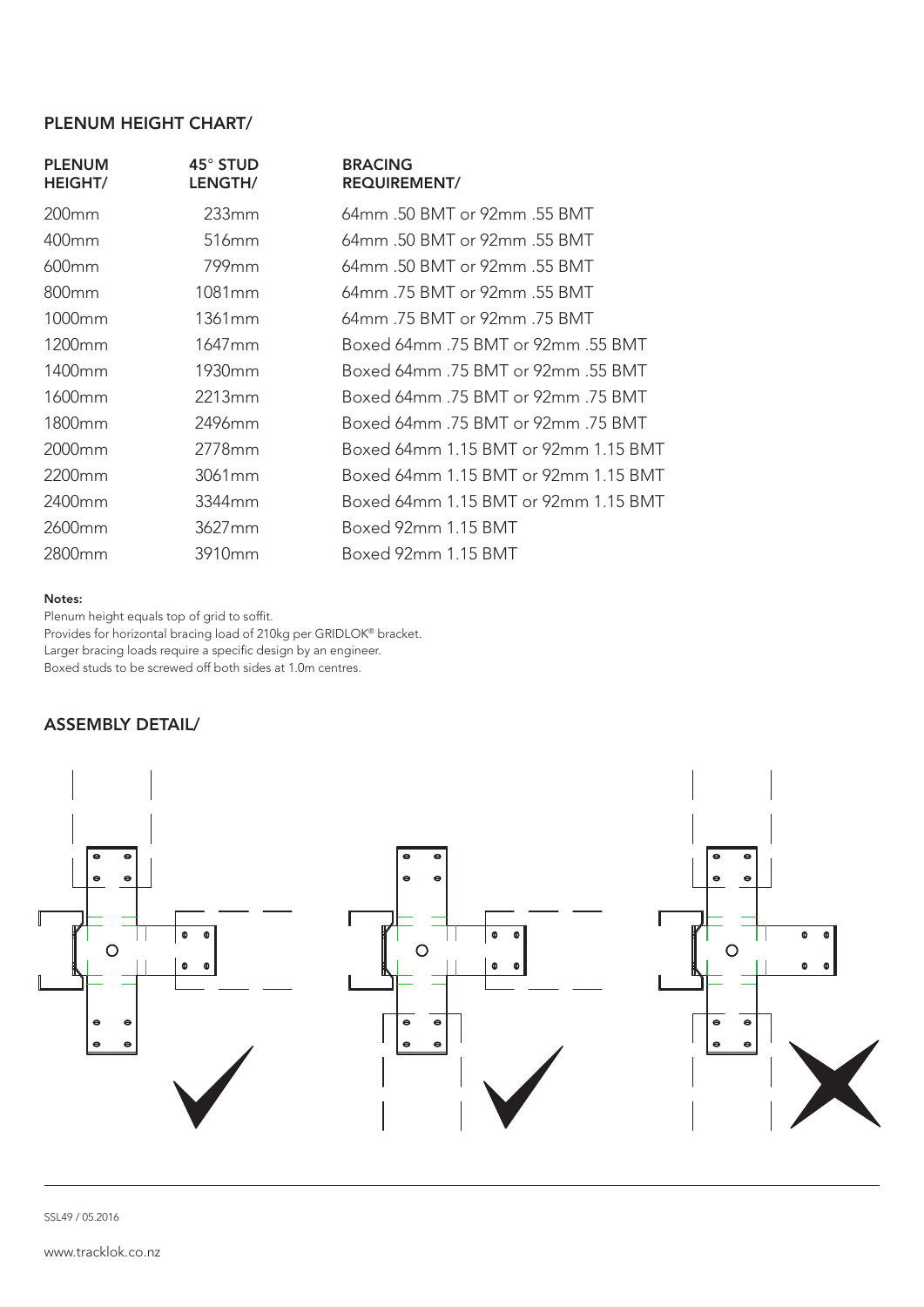## PLENUM HEIGHT CHART/

| PLENUM HEIGHT/ | 45° STUD LENGTH/ | BRACING REQUIREMENT/ |
|---|---|---|
| 200mm | 233mm | 64mm .50 BMT or 92mm .55 BMT |
| 400mm | 516mm | 64mm .50 BMT or 92mm .55 BMT |
| 600mm | 799mm | 64mm .50 BMT or 92mm .55 BMT |
| 800mm | 1081mm | 64mm .75 BMT or 92mm .55 BMT |
| 1000mm | 1361mm | 64mm .75 BMT or 92mm .75 BMT |
| 1200mm | 1647mm | Boxed 64mm .75 BMT or 92mm .55 BMT |
| 1400mm | 1930mm | Boxed 64mm .75 BMT or 92mm .55 BMT |
| 1600mm | 2213mm | Boxed 64mm .75 BMT or 92mm .75 BMT |
| 1800mm | 2496mm | Boxed 64mm .75 BMT or 92mm .75 BMT |
| 2000mm | 2778mm | Boxed 64mm 1.15 BMT or 92mm 1.15 BMT |
| 2200mm | 3061mm | Boxed 64mm 1.15 BMT or 92mm 1.15 BMT |
| 2400mm | 3344mm | Boxed 64mm 1.15 BMT or 92mm 1.15 BMT |
| 2600mm | 3627mm | Boxed 92mm 1.15 BMT |
| 2800mm | 3910mm | Boxed 92mm 1.15 BMT |

**Notes:**

Plenum height equals top of grid to soffit.
Provides for horizontal bracing load of 210kg per GRIDLOK® bracket.
Larger bracing loads require a specific design by an engineer.
Boxed studs to be screwed off both sides at 1.0m centres.

## ASSEMBLY DETAIL/

SSL49 / 05.2016

www.tracklok.co.nz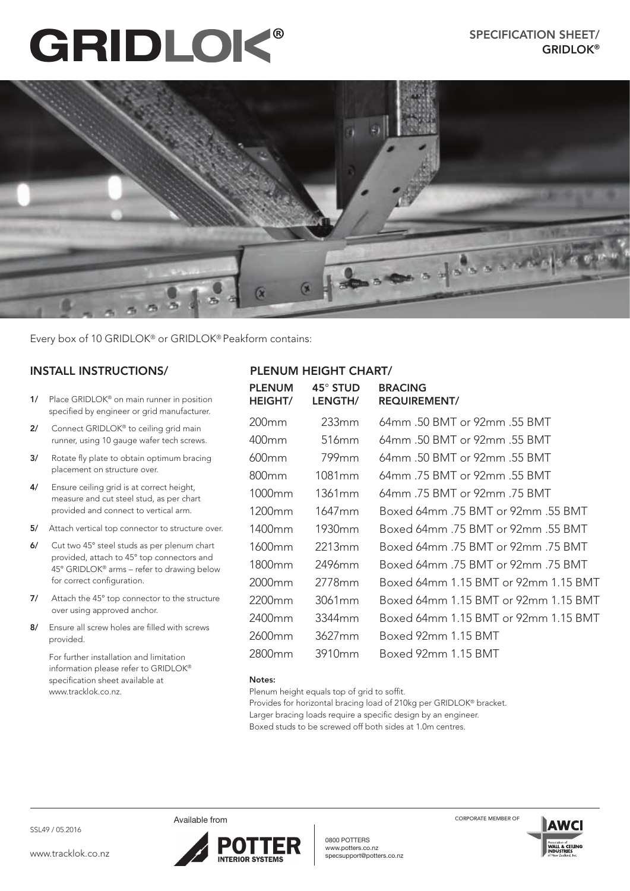# GRIDLOK®

SPECIFICATION SHEET/
GRIDLOK®

Every box of 10 GRIDLOK® or GRIDLOK® Peakform contains:

## INSTALL INSTRUCTIONS/

1/ Place GRIDLOK® on main runner in position specified by engineer or grid manufacturer.

2/ Connect GRIDLOK® to ceiling grid main runner, using 10 gauge wafer tech screws.

3/ Rotate fly plate to obtain optimum bracing placement on structure over.

4/ Ensure ceiling grid is at correct height, measure and cut steel stud, as per chart provided and connect to vertical arm.

5/ Attach vertical top connector to structure over.

6/ Cut two 45° steel studs as per plenum chart provided, attach to 45° top connectors and 45° GRIDLOK® arms – refer to drawing below for correct configuration.

7/ Attach the 45° top connector to the structure over using approved anchor.

8/ Ensure all screw holes are filled with screws provided.

For further installation and limitation information please refer to GRIDLOK® specification sheet available at www.tracklok.co.nz.

## PLENUM HEIGHT CHART/

| PLENUM HEIGHT/ | 45° STUD LENGTH/ | BRACING REQUIREMENT/ |
|---|---|---|
| 200mm | 233mm | 64mm .50 BMT or 92mm .55 BMT |
| 400mm | 516mm | 64mm .50 BMT or 92mm .55 BMT |
| 600mm | 799mm | 64mm .50 BMT or 92mm .55 BMT |
| 800mm | 1081mm | 64mm .75 BMT or 92mm .55 BMT |
| 1000mm | 1361mm | 64mm .75 BMT or 92mm .75 BMT |
| 1200mm | 1647mm | Boxed 64mm .75 BMT or 92mm .55 BMT |
| 1400mm | 1930mm | Boxed 64mm .75 BMT or 92mm .55 BMT |
| 1600mm | 2213mm | Boxed 64mm .75 BMT or 92mm .75 BMT |
| 1800mm | 2496mm | Boxed 64mm .75 BMT or 92mm .75 BMT |
| 2000mm | 2778mm | Boxed 64mm 1.15 BMT or 92mm 1.15 BMT |
| 2200mm | 3061mm | Boxed 64mm 1.15 BMT or 92mm 1.15 BMT |
| 2400mm | 3344mm | Boxed 64mm 1.15 BMT or 92mm 1.15 BMT |
| 2600mm | 3627mm | Boxed 92mm 1.15 BMT |
| 2800mm | 3910mm | Boxed 92mm 1.15 BMT |

**Notes:**

Plenum height equals top of grid to soffit.
Provides for horizontal bracing load of 210kg per GRIDLOK® bracket.
Larger bracing loads require a specific design by an engineer.
Boxed studs to be screwed off both sides at 1.0m centres.

SSL49 / 05.2016

www.tracklok.co.nz

Available from

POTTER INTERIOR SYSTEMS

0800 POTTERS
www.potters.co.nz
specsupport@potters.co.nz

CORPORATE MEMBER OF

AWCI Association of Wall & Ceiling Industries of New Zealand, Inc.